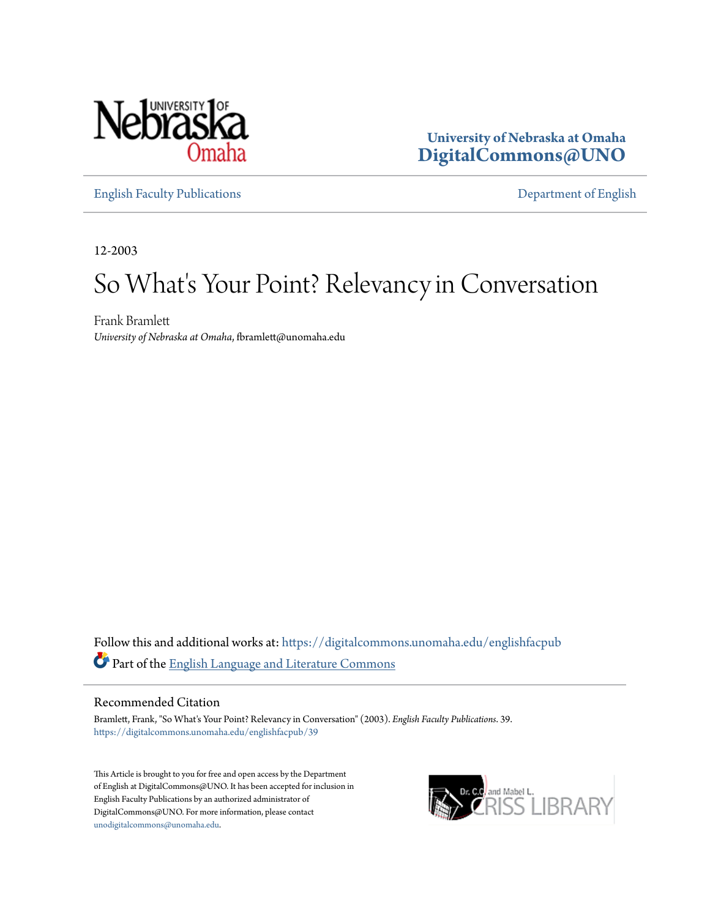University of Nebraska at Omaha
DigitalCommons@UNO

English Faculty Publications | Department of English

12-2003

# So What's Your Point? Relevancy in Conversation

Frank Bramlett
*University of Nebraska at Omaha*, fbramlett@unomaha.edu

Follow this and additional works at: https://digitalcommons.unomaha.edu/englishfacpub

Part of the English Language and Literature Commons

## Recommended Citation

Bramlett, Frank, "So What's Your Point? Relevancy in Conversation" (2003). *English Faculty Publications*. 39.
https://digitalcommons.unomaha.edu/englishfacpub/39

This Article is brought to you for free and open access by the Department of English at DigitalCommons@UNO. It has been accepted for inclusion in English Faculty Publications by an authorized administrator of DigitalCommons@UNO. For more information, please contact unodigitalcommons@unomaha.edu.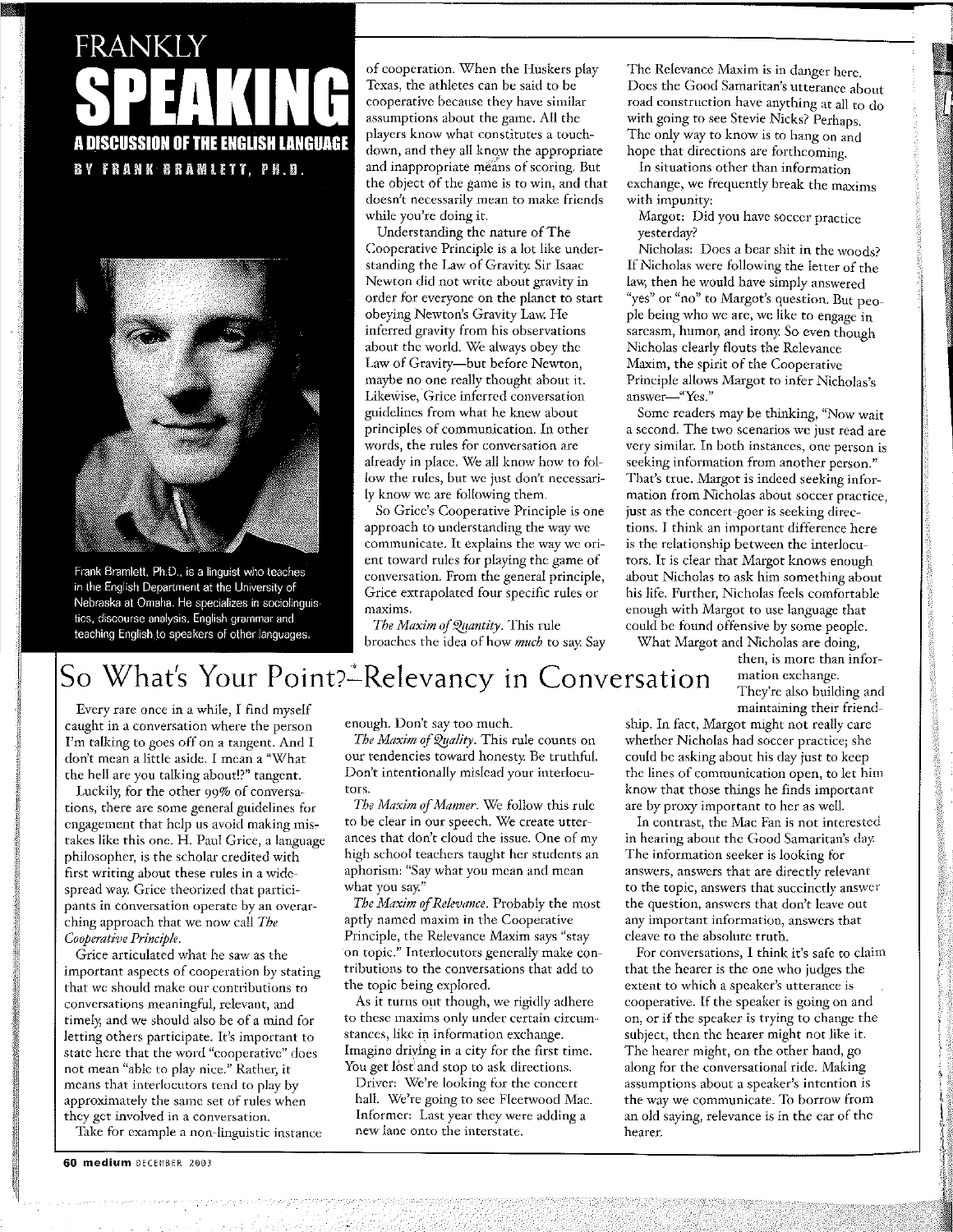# FRANKLY SPEAKING

**A DISCUSSION OF THE ENGLISH LANGUAGE**

**BY FRANK BRAMLETT, PH.D.**

Frank Bramlett, Ph.D., is a linguist who teaches in the English Department at the University of Nebraska at Omaha. He specializes in sociolinguistics, discourse analysis, English grammar and teaching English to speakers of other languages.

## So What's Your Point?–Relevancy in Conversation

Every rare once in a while, I find myself caught in a conversation where the person I'm talking to goes off on a tangent. And I don't mean a little aside. I mean a "What the hell are you talking about!?" tangent.

Luckily, for the other 99% of conversations, there are some general guidelines for engagement that help us avoid making mistakes like this one. H. Paul Grice, a language philosopher, is the scholar credited with first writing about these rules in a widespread way. Grice theorized that participants in conversation operate by an overarching approach that we now call *The Cooperative Principle*.

Grice articulated what he saw as the important aspects of cooperation by stating that we should make our contributions to conversations meaningful, relevant, and timely, and we should also be of a mind for letting others participate. It's important to state here that the word "cooperative" does not mean "able to play nice." Rather, it means that interlocutors tend to play by approximately the same set of rules when they get involved in a conversation.

Take for example a non-linguistic instance of cooperation. When the Huskers play Texas, the athletes can be said to be cooperative because they have similar assumptions about the game. All the players know what constitutes a touchdown, and they all know the appropriate and inappropriate means of scoring. But the object of the game is to win, and that doesn't necessarily mean to make friends while you're doing it.

Understanding the nature of The Cooperative Principle is a lot like understanding the Law of Gravity. Sir Isaac Newton did not write about gravity in order for everyone on the planet to start obeying Newton's Gravity Law. He inferred gravity from his observations about the world. We always obey the Law of Gravity—but before Newton, maybe no one really thought about it. Likewise, Grice inferred conversation guidelines from what he knew about principles of communication. In other words, the rules for conversation are already in place. We all know how to follow the rules, but we just don't necessarily know we are following them.

So Grice's Cooperative Principle is one approach to understanding the way we communicate. It explains the way we orient toward rules for playing the game of conversation. From the general principle, Grice extrapolated four specific rules or maxims.

*The Maxim of Quantity*. This rule broaches the idea of how *much* to say. Say enough. Don't say too much.

*The Maxim of Quality*. This rule counts on our tendencies toward honesty. Be truthful. Don't intentionally mislead your interlocutors.

*The Maxim of Manner*. We follow this rule to be clear in our speech. We create utterances that don't cloud the issue. One of my high school teachers taught her students an aphorism: "Say what you mean and mean what you say."

*The Maxim of Relevance*. Probably the most aptly named maxim in the Cooperative Principle, the Relevance Maxim says "stay on topic." Interlocutors generally make contributions to the conversations that add to the topic being explored.

As it turns out though, we rigidly adhere to these maxims only under certain circumstances, like in information exchange. Imagine driving in a city for the first time. You get lost and stop to ask directions.

Driver: We're looking for the concert hall. We're going to see Fleetwood Mac.
Informer: Last year they were adding a new lane onto the interstate.

The Relevance Maxim is in danger here. Does the Good Samaritan's utterance about road construction have anything at all to do with going to see Stevie Nicks? Perhaps. The only way to know is to hang on and hope that directions are forthcoming.

In situations other than information exchange, we frequently break the maxims with impunity:

Margot: Did you have soccer practice yesterday?
Nicholas: Does a bear shit in the woods?

If Nicholas were following the letter of the law, then he would have simply answered "yes" or "no" to Margot's question. But people being who we are, we like to engage in sarcasm, humor, and irony. So even though Nicholas clearly flouts the Relevance Maxim, the spirit of the Cooperative Principle allows Margot to infer Nicholas's answer—"Yes."

Some readers may be thinking, "Now wait a second. The two scenarios we just read are very similar. In both instances, one person is seeking information from another person." That's true. Margot is indeed seeking information from Nicholas about soccer practice, just as the concert-goer is seeking directions. I think an important difference here is the relationship between the interlocutors. It is clear that Margot knows enough about Nicholas to ask him something about his life. Further, Nicholas feels comfortable enough with Margot to use language that could be found offensive by some people.

What Margot and Nicholas are doing, then, is more than information exchange. They're also building and maintaining their friendship. In fact, Margot might not really care whether Nicholas had soccer practice; she could be asking about his day just to keep the lines of communication open, to let him know that those things he finds important are by proxy important to her as well.

In contrast, the Mac Fan is not interested in hearing about the Good Samaritan's day. The information seeker is looking for answers, answers that are directly relevant to the topic, answers that succinctly answer the question, answers that don't leave out any important information, answers that cleave to the absolute truth.

For conversations, I think it's safe to claim that the hearer is the one who judges the extent to which a speaker's utterance is cooperative. If the speaker is going on and on, or if the speaker is trying to change the subject, then the hearer might not like it. The hearer might, on the other hand, go along for the conversational ride. Making assumptions about a speaker's intention is the way we communicate. To borrow from an old saying, relevance is in the ear of the hearer.